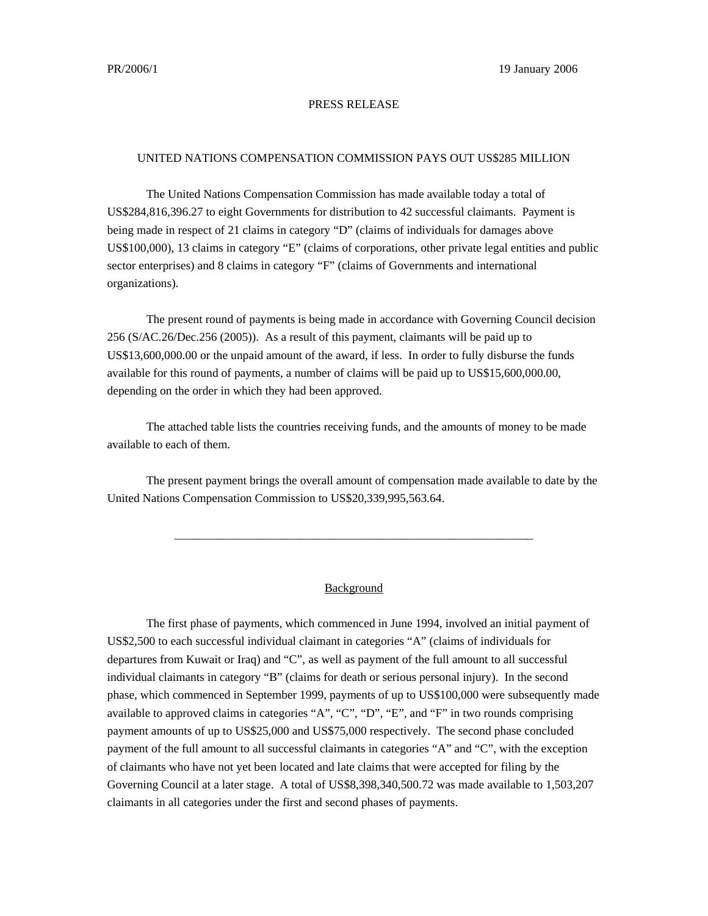PR/2006/1 19 January 2006

PRESS RELEASE

# UNITED NATIONS COMPENSATION COMMISSION PAYS OUT US$285 MILLION

The United Nations Compensation Commission has made available today a total of US$284,816,396.27 to eight Governments for distribution to 42 successful claimants. Payment is being made in respect of 21 claims in category "D" (claims of individuals for damages above US$100,000), 13 claims in category "E" (claims of corporations, other private legal entities and public sector enterprises) and 8 claims in category "F" (claims of Governments and international organizations).

The present round of payments is being made in accordance with Governing Council decision 256 (S/AC.26/Dec.256 (2005)). As a result of this payment, claimants will be paid up to US$13,600,000.00 or the unpaid amount of the award, if less. In order to fully disburse the funds available for this round of payments, a number of claims will be paid up to US$15,600,000.00, depending on the order in which they had been approved.

The attached table lists the countries receiving funds, and the amounts of money to be made available to each of them.

The present payment brings the overall amount of compensation made available to date by the United Nations Compensation Commission to US$20,339,995,563.64.

---

## Background

The first phase of payments, which commenced in June 1994, involved an initial payment of US$2,500 to each successful individual claimant in categories "A" (claims of individuals for departures from Kuwait or Iraq) and "C", as well as payment of the full amount to all successful individual claimants in category "B" (claims for death or serious personal injury). In the second phase, which commenced in September 1999, payments of up to US$100,000 were subsequently made available to approved claims in categories "A", "C", "D", "E", and "F" in two rounds comprising payment amounts of up to US$25,000 and US$75,000 respectively. The second phase concluded payment of the full amount to all successful claimants in categories "A" and "C", with the exception of claimants who have not yet been located and late claims that were accepted for filing by the Governing Council at a later stage. A total of US$8,398,340,500.72 was made available to 1,503,207 claimants in all categories under the first and second phases of payments.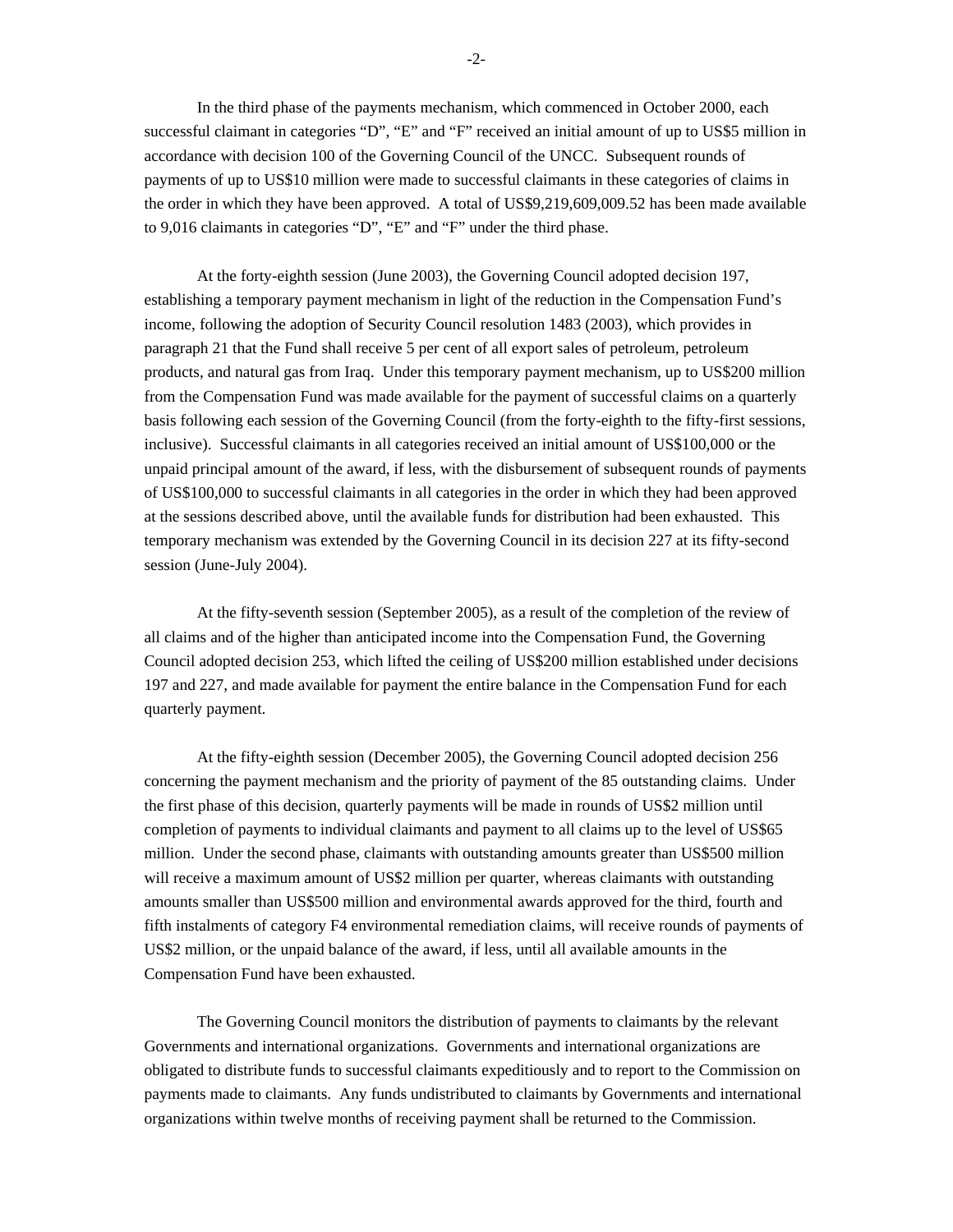In the third phase of the payments mechanism, which commenced in October 2000, each successful claimant in categories "D", "E" and "F" received an initial amount of up to US$5 million in accordance with decision 100 of the Governing Council of the UNCC. Subsequent rounds of payments of up to US$10 million were made to successful claimants in these categories of claims in the order in which they have been approved. A total of US$9,219,609,009.52 has been made available to 9,016 claimants in categories "D", "E" and "F" under the third phase.

At the forty-eighth session (June 2003), the Governing Council adopted decision 197, establishing a temporary payment mechanism in light of the reduction in the Compensation Fund's income, following the adoption of Security Council resolution 1483 (2003), which provides in paragraph 21 that the Fund shall receive 5 per cent of all export sales of petroleum, petroleum products, and natural gas from Iraq. Under this temporary payment mechanism, up to US$200 million from the Compensation Fund was made available for the payment of successful claims on a quarterly basis following each session of the Governing Council (from the forty-eighth to the fifty-first sessions, inclusive). Successful claimants in all categories received an initial amount of US$100,000 or the unpaid principal amount of the award, if less, with the disbursement of subsequent rounds of payments of US$100,000 to successful claimants in all categories in the order in which they had been approved at the sessions described above, until the available funds for distribution had been exhausted. This temporary mechanism was extended by the Governing Council in its decision 227 at its fifty-second session (June-July 2004).

At the fifty-seventh session (September 2005), as a result of the completion of the review of all claims and of the higher than anticipated income into the Compensation Fund, the Governing Council adopted decision 253, which lifted the ceiling of US$200 million established under decisions 197 and 227, and made available for payment the entire balance in the Compensation Fund for each quarterly payment.

At the fifty-eighth session (December 2005), the Governing Council adopted decision 256 concerning the payment mechanism and the priority of payment of the 85 outstanding claims. Under the first phase of this decision, quarterly payments will be made in rounds of US$2 million until completion of payments to individual claimants and payment to all claims up to the level of US$65 million. Under the second phase, claimants with outstanding amounts greater than US$500 million will receive a maximum amount of US$2 million per quarter, whereas claimants with outstanding amounts smaller than US$500 million and environmental awards approved for the third, fourth and fifth instalments of category F4 environmental remediation claims, will receive rounds of payments of US$2 million, or the unpaid balance of the award, if less, until all available amounts in the Compensation Fund have been exhausted.

The Governing Council monitors the distribution of payments to claimants by the relevant Governments and international organizations. Governments and international organizations are obligated to distribute funds to successful claimants expeditiously and to report to the Commission on payments made to claimants. Any funds undistributed to claimants by Governments and international organizations within twelve months of receiving payment shall be returned to the Commission.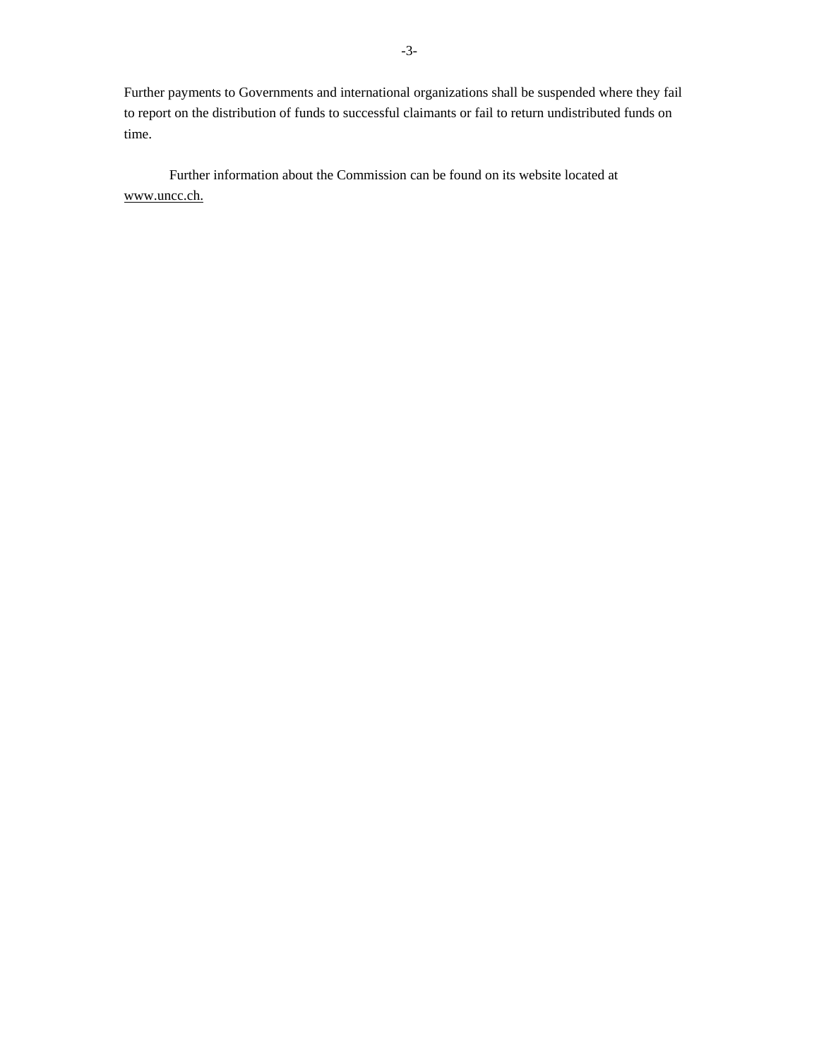Further payments to Governments and international organizations shall be suspended where they fail to report on the distribution of funds to successful claimants or fail to return undistributed funds on time.

Further information about the Commission can be found on its website located at www.uncc.ch.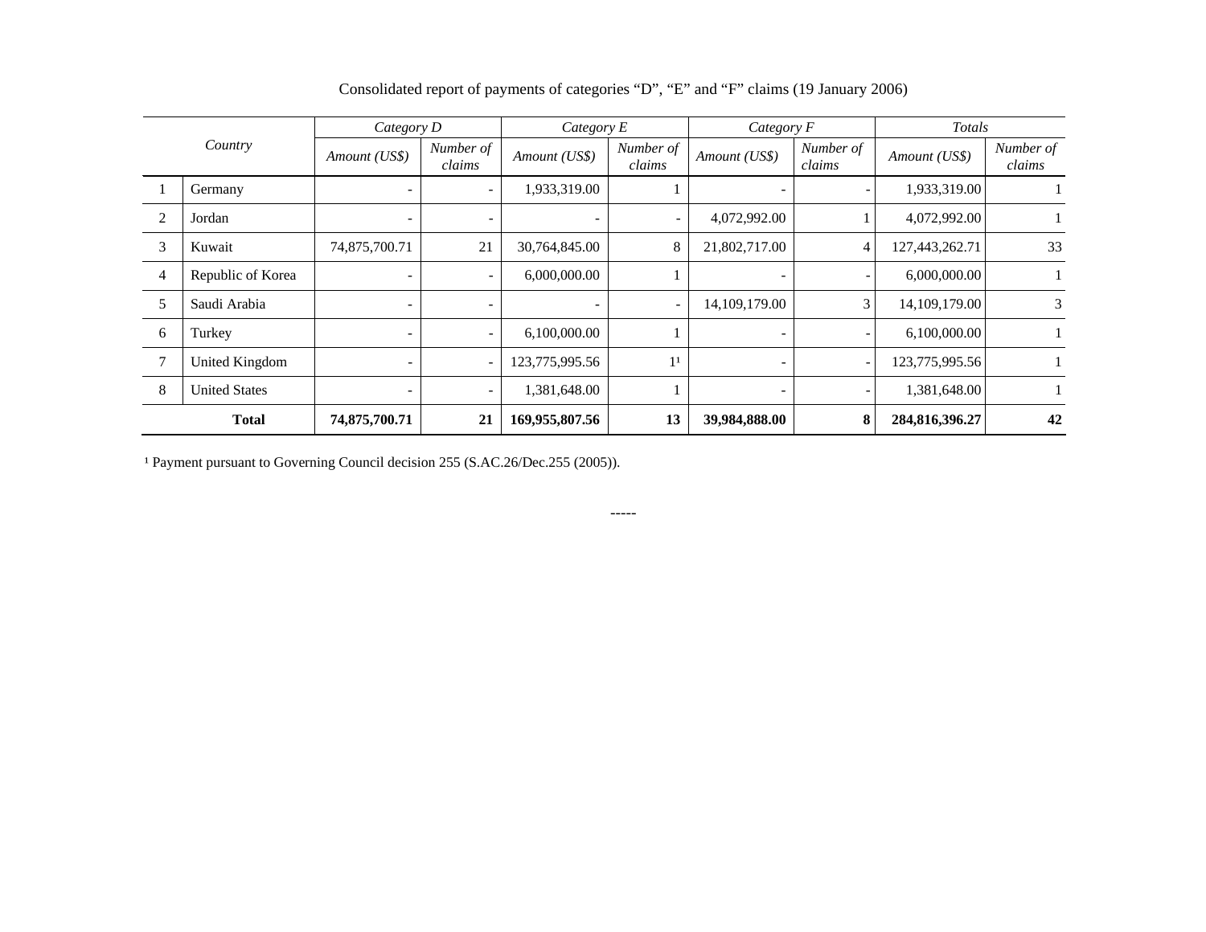Consolidated report of payments of categories “D”, “E” and “F” claims (19 January 2006)

| Country | | *Category D* | | *Category E* | | *Category F* | | *Totals* | |
|---|---|---|---|---|---|---|---|---|---|
| | | *Amount (US$)* | *Number of claims* | *Amount (US$)* | *Number of claims* | *Amount (US$)* | *Number of claims* | *Amount (US$)* | *Number of claims* |
| 1 | Germany | - | - | 1,933,319.00 | 1 | - | - | 1,933,319.00 | 1 |
| 2 | Jordan | - | - | - | - | 4,072,992.00 | 1 | 4,072,992.00 | 1 |
| 3 | Kuwait | 74,875,700.71 | 21 | 30,764,845.00 | 8 | 21,802,717.00 | 4 | 127,443,262.71 | 33 |
| 4 | Republic of Korea | - | - | 6,000,000.00 | 1 | - | - | 6,000,000.00 | 1 |
| 5 | Saudi Arabia | - | - | - | - | 14,109,179.00 | 3 | 14,109,179.00 | 3 |
| 6 | Turkey | - | - | 6,100,000.00 | 1 | - | - | 6,100,000.00 | 1 |
| 7 | United Kingdom | - | - | 123,775,995.56 | 1[1] | - | - | 123,775,995.56 | 1 |
| 8 | United States | - | - | 1,381,648.00 | 1 | - | - | 1,381,648.00 | 1 |
| **Total** | | **74,875,700.71** | **21** | **169,955,807.56** | **13** | **39,984,888.00** | **8** | **284,816,396.27** | **42** |

[1] Payment pursuant to Governing Council decision 255 (S.AC.26/Dec.255 (2005)).

-----